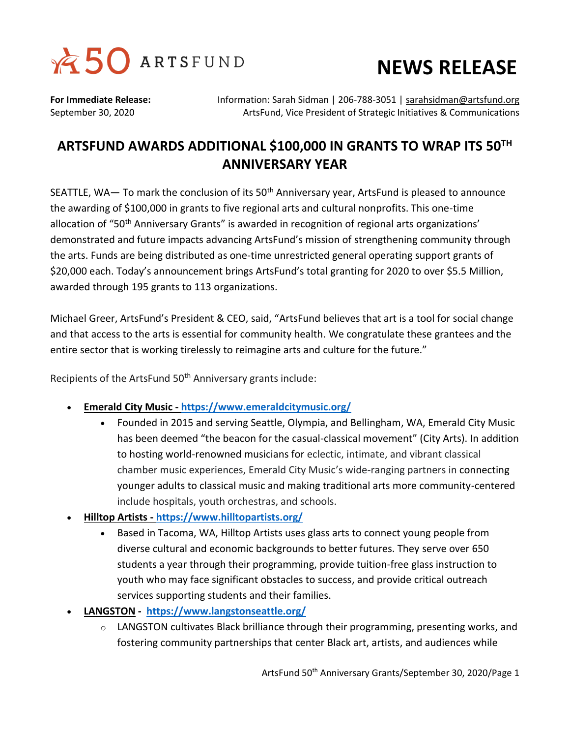50 ARTSFUND

# NEWS RELEASE

**For Immediate Release:**
September 30, 2020

Information: Sarah Sidman | 206-788-3051 | sarahsidman@artsfund.org
ArtsFund, Vice President of Strategic Initiatives & Communications

## ARTSFUND AWARDS ADDITIONAL $100,000 IN GRANTS TO WRAP ITS 50TH ANNIVERSARY YEAR

SEATTLE, WA— To mark the conclusion of its 50th Anniversary year, ArtsFund is pleased to announce the awarding of $100,000 in grants to five regional arts and cultural nonprofits. This one-time allocation of "50th Anniversary Grants" is awarded in recognition of regional arts organizations' demonstrated and future impacts advancing ArtsFund's mission of strengthening community through the arts. Funds are being distributed as one-time unrestricted general operating support grants of $20,000 each. Today's announcement brings ArtsFund's total granting for 2020 to over $5.5 Million, awarded through 195 grants to 113 organizations.

Michael Greer, ArtsFund's President & CEO, said, "ArtsFund believes that art is a tool for social change and that access to the arts is essential for community health. We congratulate these grantees and the entire sector that is working tirelessly to reimagine arts and culture for the future."

Recipients of the ArtsFund 50th Anniversary grants include:

- **Emerald City Music - https://www.emeraldcitymusic.org/**
  - Founded in 2015 and serving Seattle, Olympia, and Bellingham, WA, Emerald City Music has been deemed "the beacon for the casual-classical movement" (City Arts). In addition to hosting world-renowned musicians for eclectic, intimate, and vibrant classical chamber music experiences, Emerald City Music's wide-ranging partners in connecting younger adults to classical music and making traditional arts more community-centered include hospitals, youth orchestras, and schools.
- **Hilltop Artists - https://www.hilltopartists.org/**
  - Based in Tacoma, WA, Hilltop Artists uses glass arts to connect young people from diverse cultural and economic backgrounds to better futures. They serve over 650 students a year through their programming, provide tuition-free glass instruction to youth who may face significant obstacles to success, and provide critical outreach services supporting students and their families.
- **LANGSTON - https://www.langstonseattle.org/**
  - LANGSTON cultivates Black brilliance through their programming, presenting works, and fostering community partnerships that center Black art, artists, and audiences while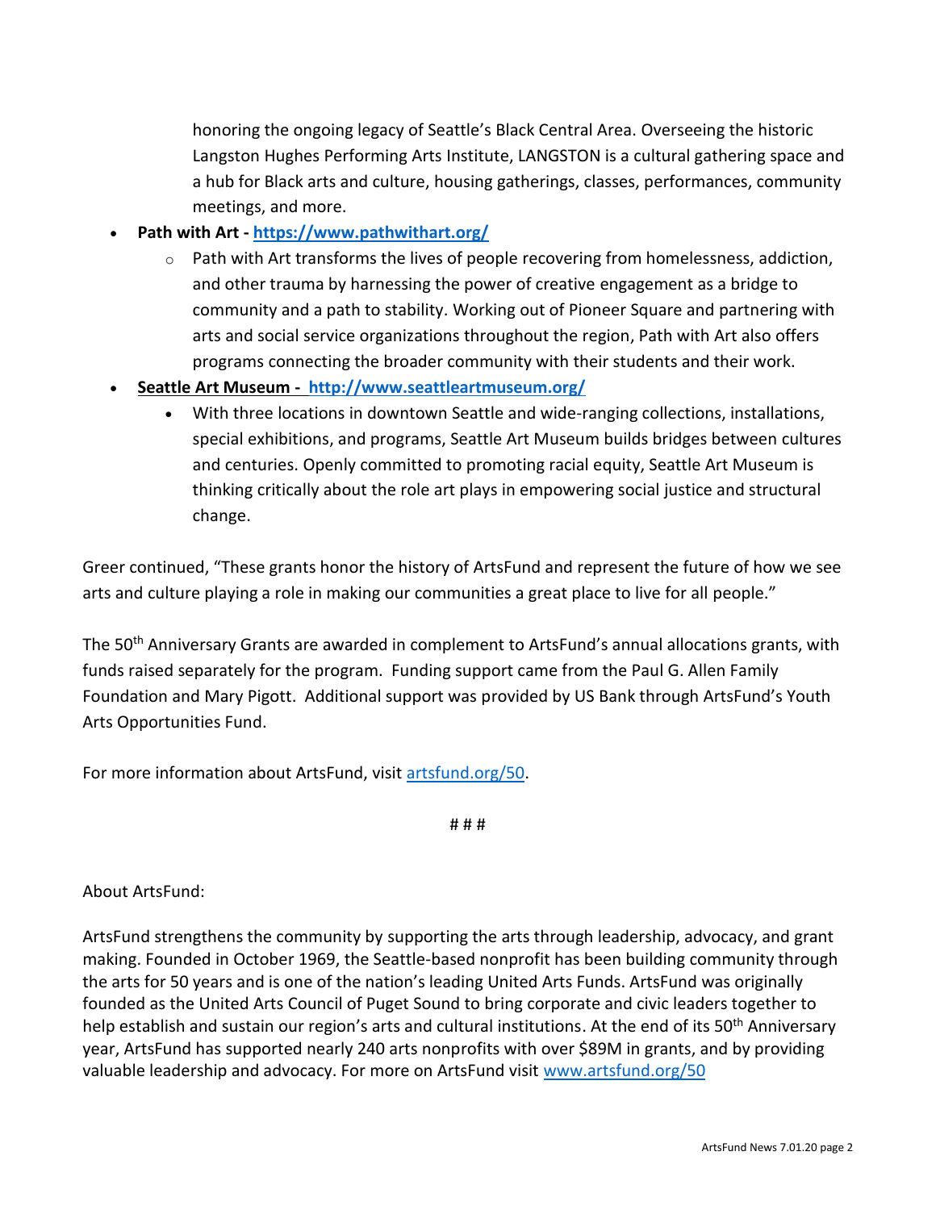honoring the ongoing legacy of Seattle's Black Central Area. Overseeing the historic Langston Hughes Performing Arts Institute, LANGSTON is a cultural gathering space and a hub for Black arts and culture, housing gatherings, classes, performances, community meetings, and more.

- **Path with Art - [https://www.pathwithart.org/](https://www.pathwithart.org/)**
  - Path with Art transforms the lives of people recovering from homelessness, addiction, and other trauma by harnessing the power of creative engagement as a bridge to community and a path to stability. Working out of Pioneer Square and partnering with arts and social service organizations throughout the region, Path with Art also offers programs connecting the broader community with their students and their work.
- **Seattle Art Museum - [http://www.seattleartmuseum.org/](http://www.seattleartmuseum.org/)**
  - With three locations in downtown Seattle and wide-ranging collections, installations, special exhibitions, and programs, Seattle Art Museum builds bridges between cultures and centuries. Openly committed to promoting racial equity, Seattle Art Museum is thinking critically about the role art plays in empowering social justice and structural change.

Greer continued, "These grants honor the history of ArtsFund and represent the future of how we see arts and culture playing a role in making our communities a great place to live for all people."

The 50th Anniversary Grants are awarded in complement to ArtsFund's annual allocations grants, with funds raised separately for the program. Funding support came from the Paul G. Allen Family Foundation and Mary Pigott. Additional support was provided by US Bank through ArtsFund's Youth Arts Opportunities Fund.

For more information about ArtsFund, visit [artsfund.org/50](artsfund.org/50).

# # #

About ArtsFund:

ArtsFund strengthens the community by supporting the arts through leadership, advocacy, and grant making. Founded in October 1969, the Seattle-based nonprofit has been building community through the arts for 50 years and is one of the nation's leading United Arts Funds. ArtsFund was originally founded as the United Arts Council of Puget Sound to bring corporate and civic leaders together to help establish and sustain our region's arts and cultural institutions. At the end of its 50th Anniversary year, ArtsFund has supported nearly 240 arts nonprofits with over $89M in grants, and by providing valuable leadership and advocacy. For more on ArtsFund visit [www.artsfund.org/50](www.artsfund.org/50)